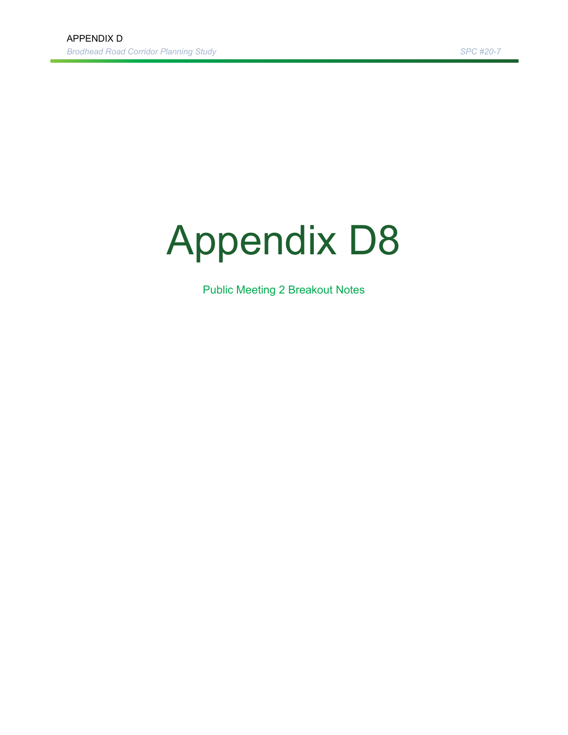# Appendix D8

Public Meeting 2 Breakout Notes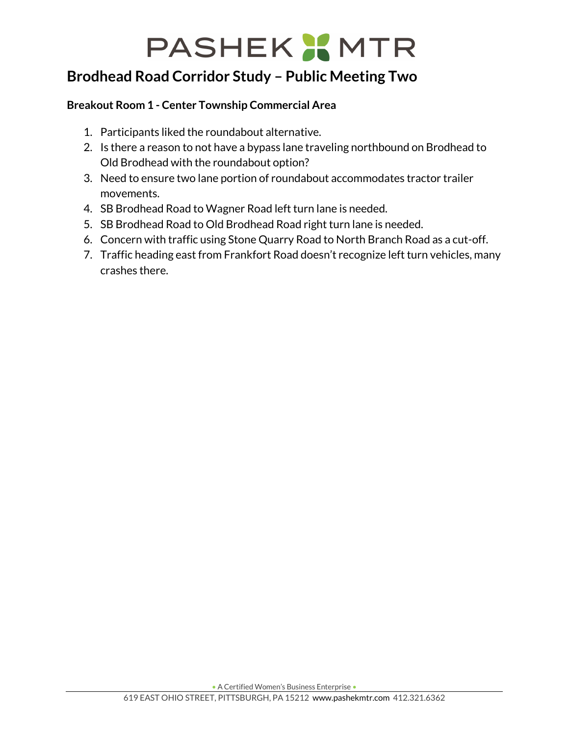# Brodhead Road Corridor Study – Public Meeting Two

### Breakout Room 1 - Center Township Commercial Area

1. Participants liked the roundabout alternative.
2. Is there a reason to not have a bypass lane traveling northbound on Brodhead to Old Brodhead with the roundabout option?
3. Need to ensure two lane portion of roundabout accommodates tractor trailer movements.
4. SB Brodhead Road to Wagner Road left turn lane is needed.
5. SB Brodhead Road to Old Brodhead Road right turn lane is needed.
6. Concern with traffic using Stone Quarry Road to North Branch Road as a cut-off.
7. Traffic heading east from Frankfort Road doesn't recognize left turn vehicles, many crashes there.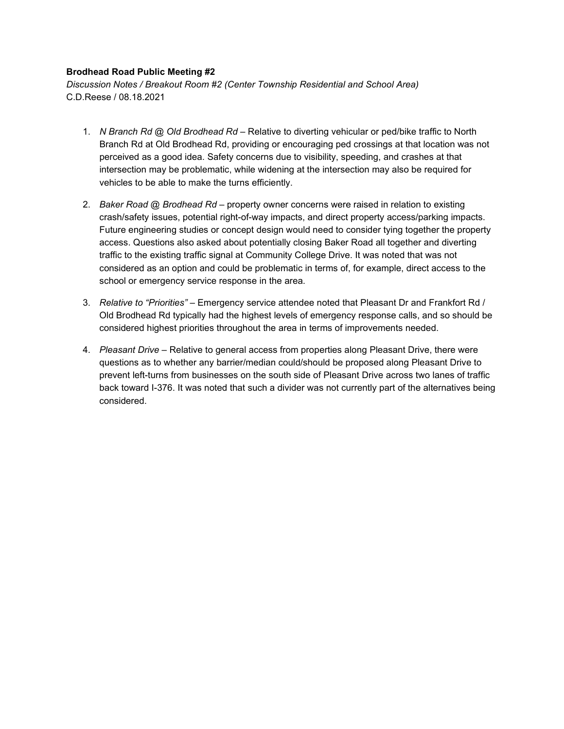**Brodhead Road Public Meeting #2**

*Discussion Notes / Breakout Room #2 (Center Township Residential and School Area)*

C.D.Reese / 08.18.2021

1. *N Branch Rd @ Old Brodhead Rd* – Relative to diverting vehicular or ped/bike traffic to North Branch Rd at Old Brodhead Rd, providing or encouraging ped crossings at that location was not perceived as a good idea. Safety concerns due to visibility, speeding, and crashes at that intersection may be problematic, while widening at the intersection may also be required for vehicles to be able to make the turns efficiently.

2. *Baker Road @ Brodhead Rd* – property owner concerns were raised in relation to existing crash/safety issues, potential right-of-way impacts, and direct property access/parking impacts. Future engineering studies or concept design would need to consider tying together the property access. Questions also asked about potentially closing Baker Road all together and diverting traffic to the existing traffic signal at Community College Drive. It was noted that was not considered as an option and could be problematic in terms of, for example, direct access to the school or emergency service response in the area.

3. *Relative to "Priorities"* – Emergency service attendee noted that Pleasant Dr and Frankfort Rd / Old Brodhead Rd typically had the highest levels of emergency response calls, and so should be considered highest priorities throughout the area in terms of improvements needed.

4. *Pleasant Drive* – Relative to general access from properties along Pleasant Drive, there were questions as to whether any barrier/median could/should be proposed along Pleasant Drive to prevent left-turns from businesses on the south side of Pleasant Drive across two lanes of traffic back toward I-376. It was noted that such a divider was not currently part of the alternatives being considered.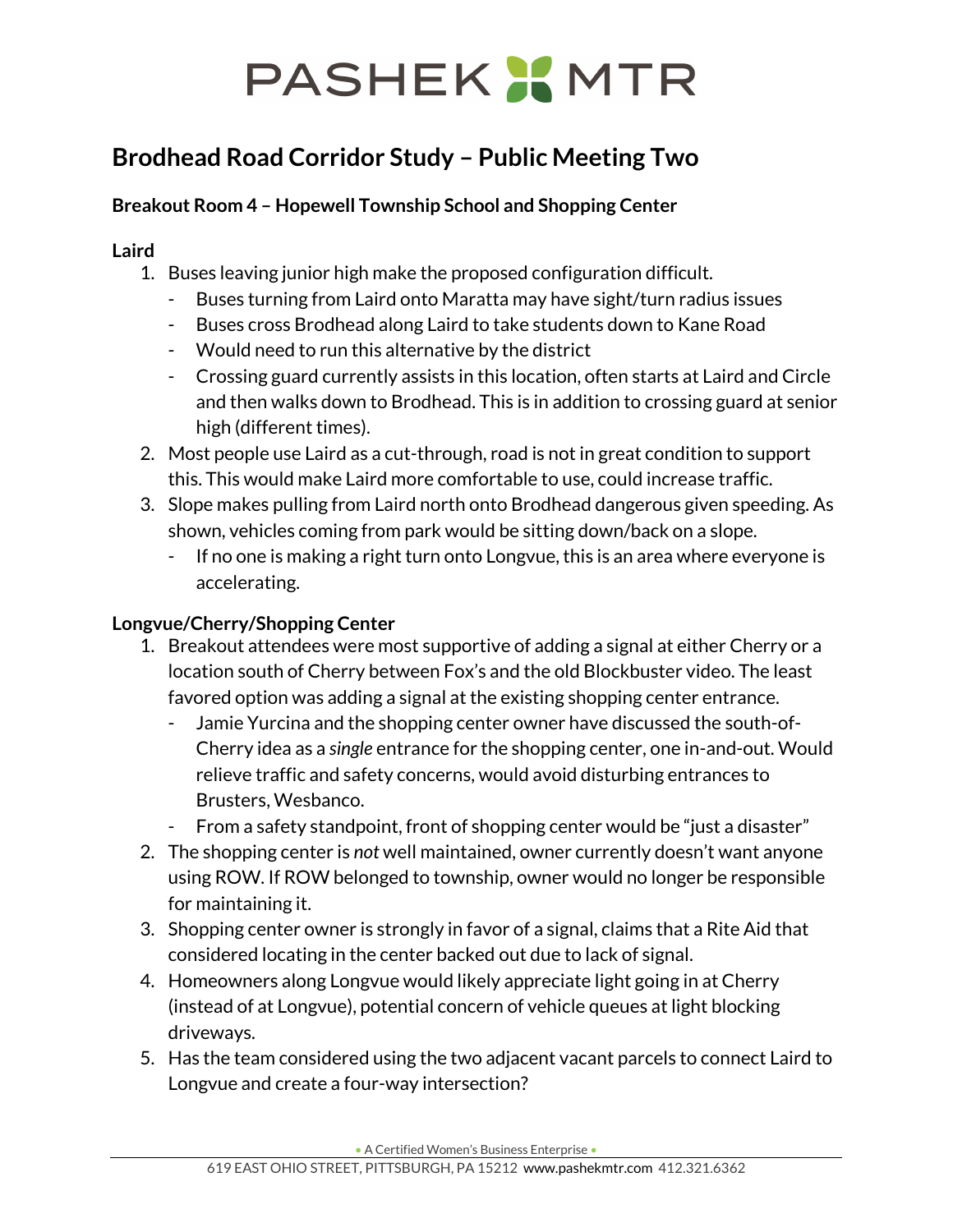# PASHEK MTR

## Brodhead Road Corridor Study – Public Meeting Two

**Breakout Room 4 – Hopewell Township School and Shopping Center**

**Laird**

1. Buses leaving junior high make the proposed configuration difficult.
   - Buses turning from Laird onto Maratta may have sight/turn radius issues
   - Buses cross Brodhead along Laird to take students down to Kane Road
   - Would need to run this alternative by the district
   - Crossing guard currently assists in this location, often starts at Laird and Circle and then walks down to Brodhead. This is in addition to crossing guard at senior high (different times).
2. Most people use Laird as a cut-through, road is not in great condition to support this. This would make Laird more comfortable to use, could increase traffic.
3. Slope makes pulling from Laird north onto Brodhead dangerous given speeding. As shown, vehicles coming from park would be sitting down/back on a slope.
   - If no one is making a right turn onto Longvue, this is an area where everyone is accelerating.

**Longvue/Cherry/Shopping Center**

1. Breakout attendees were most supportive of adding a signal at either Cherry or a location south of Cherry between Fox's and the old Blockbuster video. The least favored option was adding a signal at the existing shopping center entrance.
   - Jamie Yurcina and the shopping center owner have discussed the south-of-Cherry idea as a *single* entrance for the shopping center, one in-and-out. Would relieve traffic and safety concerns, would avoid disturbing entrances to Brusters, Wesbanco.
   - From a safety standpoint, front of shopping center would be "just a disaster"
2. The shopping center is *not* well maintained, owner currently doesn't want anyone using ROW. If ROW belonged to township, owner would no longer be responsible for maintaining it.
3. Shopping center owner is strongly in favor of a signal, claims that a Rite Aid that considered locating in the center backed out due to lack of signal.
4. Homeowners along Longvue would likely appreciate light going in at Cherry (instead of at Longvue), potential concern of vehicle queues at light blocking driveways.
5. Has the team considered using the two adjacent vacant parcels to connect Laird to Longvue and create a four-way intersection?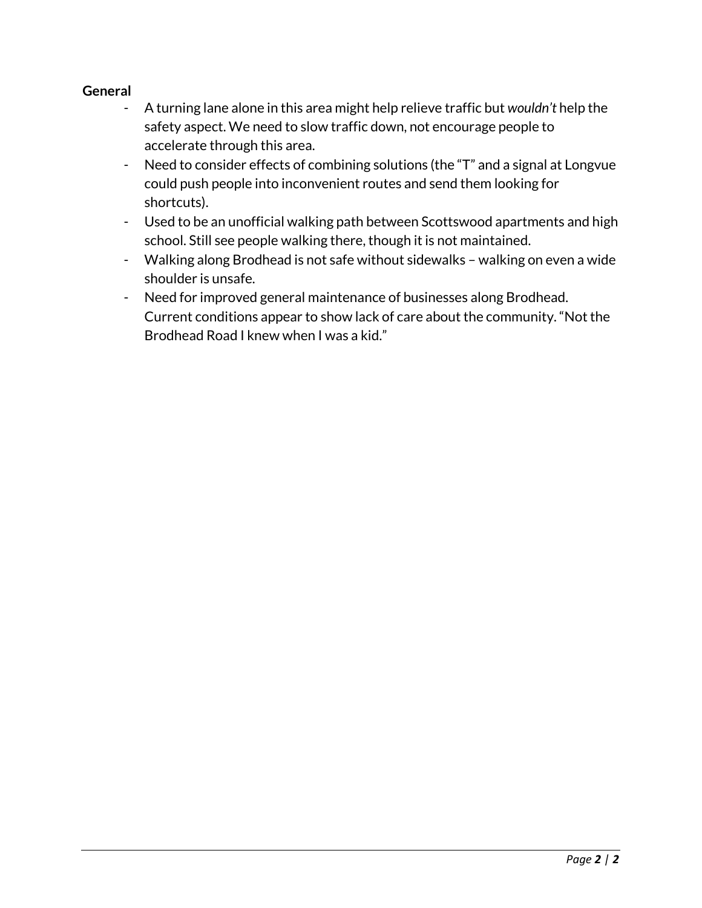**General**

- A turning lane alone in this area might help relieve traffic but *wouldn't* help the safety aspect. We need to slow traffic down, not encourage people to accelerate through this area.
- Need to consider effects of combining solutions (the "T" and a signal at Longvue could push people into inconvenient routes and send them looking for shortcuts).
- Used to be an unofficial walking path between Scottswood apartments and high school. Still see people walking there, though it is not maintained.
- Walking along Brodhead is not safe without sidewalks – walking on even a wide shoulder is unsafe.
- Need for improved general maintenance of businesses along Brodhead. Current conditions appear to show lack of care about the community. "Not the Brodhead Road I knew when I was a kid."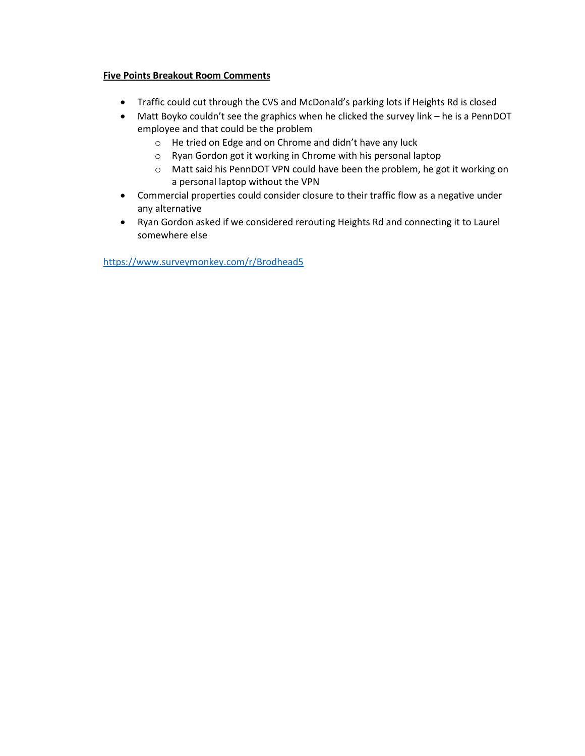**Five Points Breakout Room Comments**

- Traffic could cut through the CVS and McDonald's parking lots if Heights Rd is closed
- Matt Boyko couldn't see the graphics when he clicked the survey link – he is a PennDOT employee and that could be the problem
    - He tried on Edge and on Chrome and didn't have any luck
    - Ryan Gordon got it working in Chrome with his personal laptop
    - Matt said his PennDOT VPN could have been the problem, he got it working on a personal laptop without the VPN
- Commercial properties could consider closure to their traffic flow as a negative under any alternative
- Ryan Gordon asked if we considered rerouting Heights Rd and connecting it to Laurel somewhere else

https://www.surveymonkey.com/r/Brodhead5